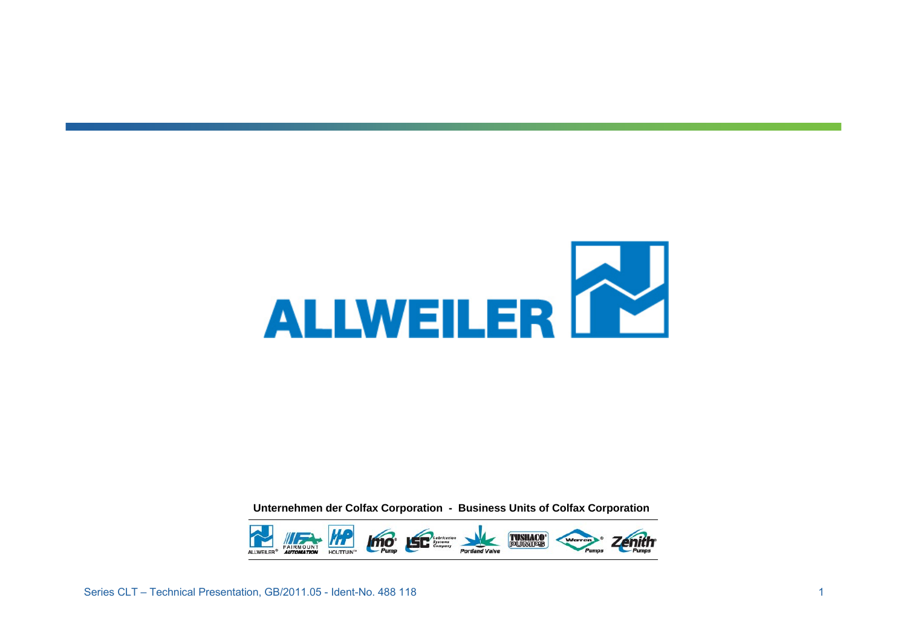# ALLWEILER

**Unternehmen der Colfax Corporation - Business Units of Colfax Corporation**

ALLWEILER® FAIRMOUNT AUTOMATION HOUTTUIN™ Imo® Pump LSC Lubrication Systems Company Portland Valve TUSHACO® PUMPS Warren® Pumps Zenith® Pumps

Series CLT – Technical Presentation, GB/2011.05 - Ident-No. 488 118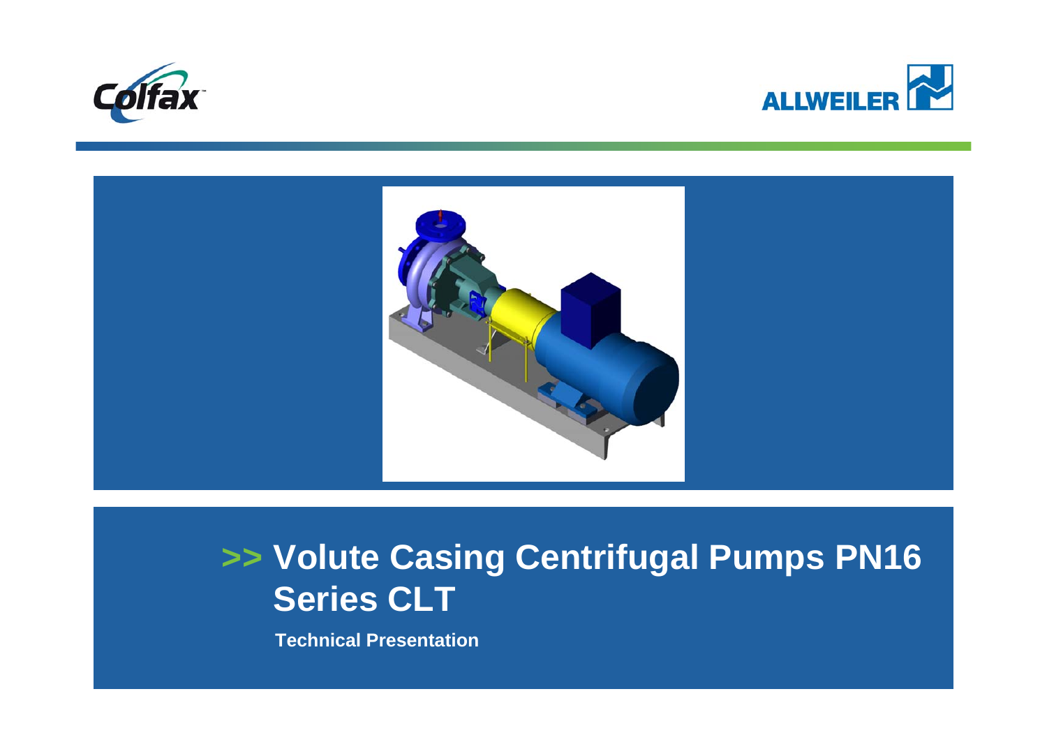# >> Volute Casing Centrifugal Pumps PN16 Series CLT

**Technical Presentation**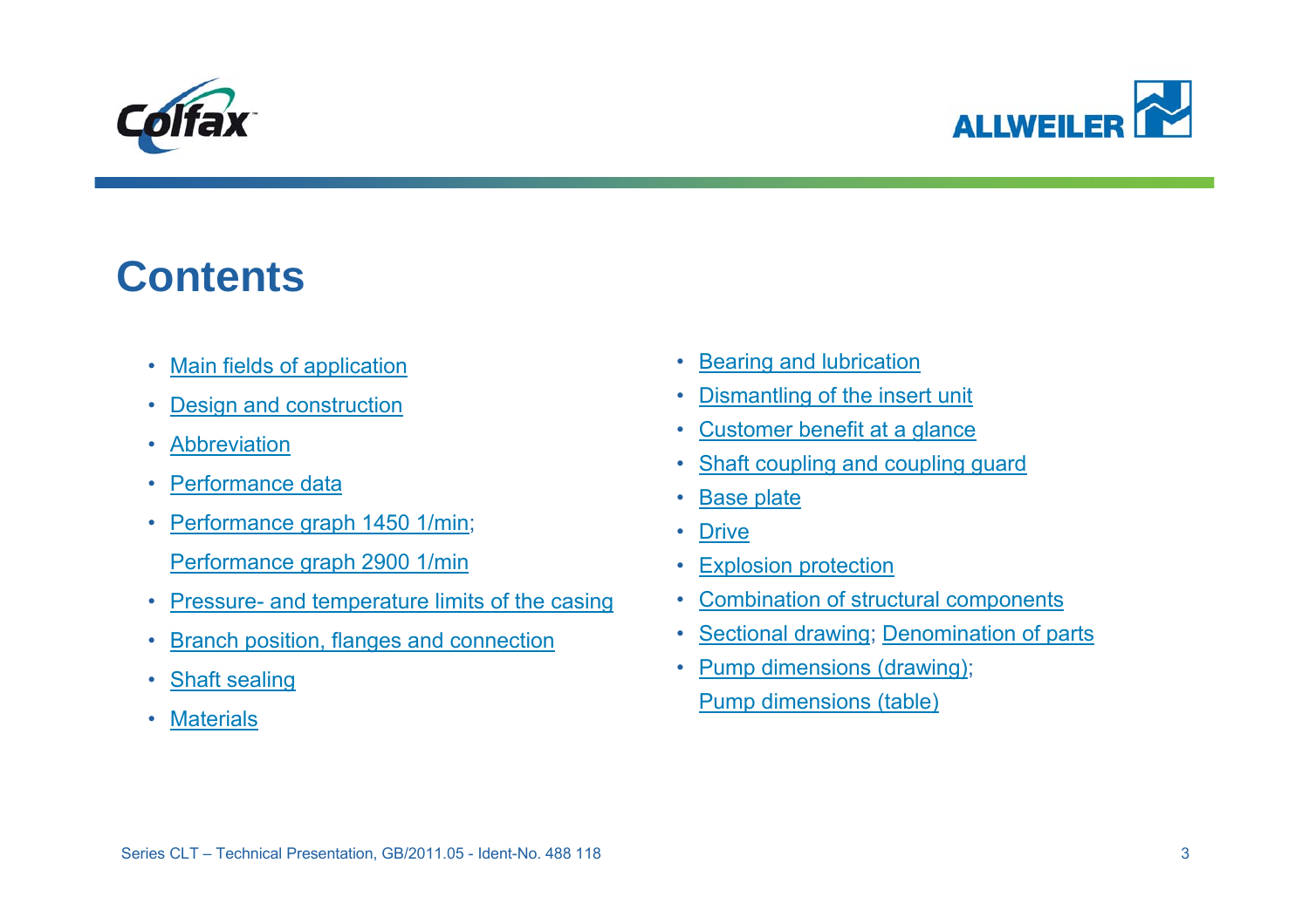# Contents

- Main fields of application
- Design and construction
- Abbreviation
- Performance data
- Performance graph 1450 1/min;
  Performance graph 2900 1/min
- Pressure- and temperature limits of the casing
- Branch position, flanges and connection
- Shaft sealing
- Materials
- Bearing and lubrication
- Dismantling of the insert unit
- Customer benefit at a glance
- Shaft coupling and coupling guard
- Base plate
- Drive
- Explosion protection
- Combination of structural components
- Sectional drawing; Denomination of parts
- Pump dimensions (drawing);
  Pump dimensions (table)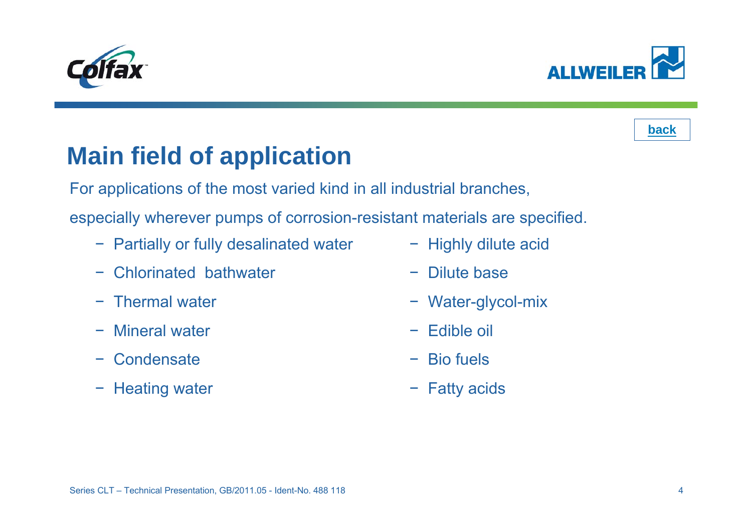back

# Main field of application

For applications of the most varied kind in all industrial branches,

especially wherever pumps of corrosion-resistant materials are specified.

- Partially or fully desalinated water
- Chlorinated bathwater
- Thermal water
- Mineral water
- Condensate
- Heating water
- Highly dilute acid
- Dilute base
- Water-glycol-mix
- Edible oil
- Bio fuels
- Fatty acids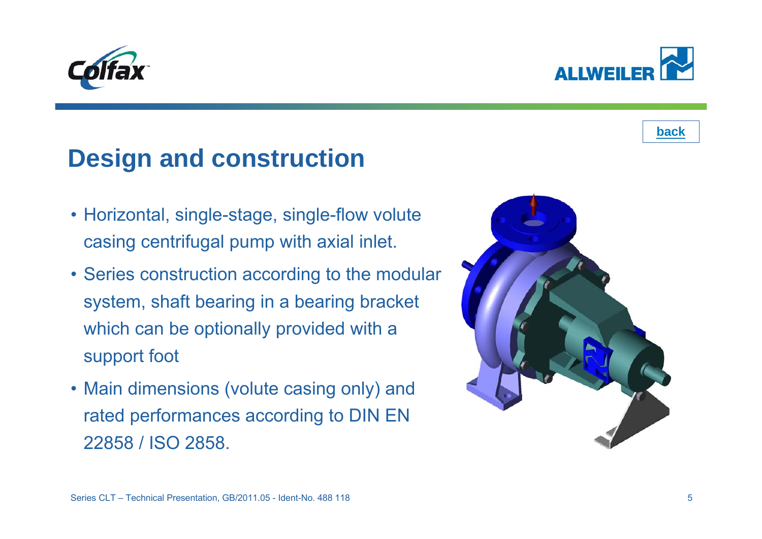[back](#)

# Design and construction

- Horizontal, single-stage, single-flow volute casing centrifugal pump with axial inlet.
- Series construction according to the modular system, shaft bearing in a bearing bracket which can be optionally provided with a support foot
- Main dimensions (volute casing only) and rated performances according to DIN EN 22858 / ISO 2858.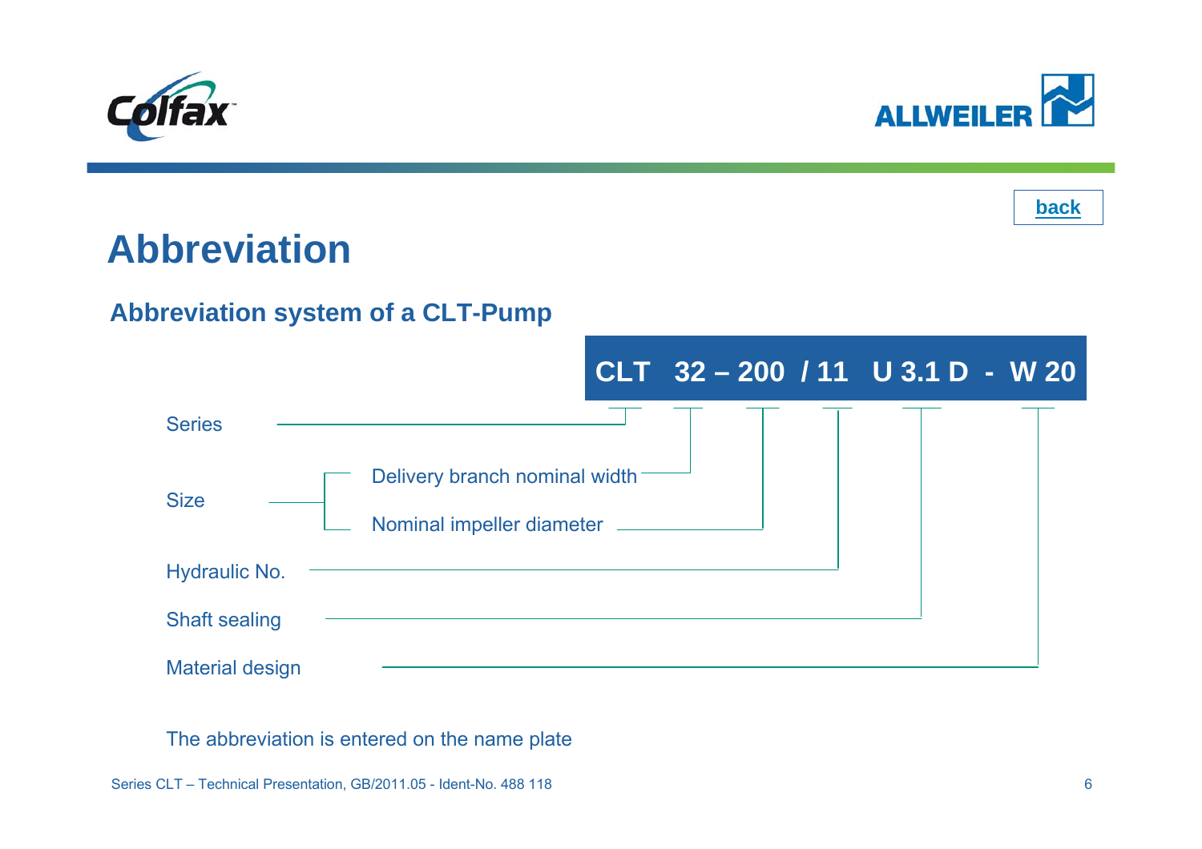back

# Abbreviation

## Abbreviation system of a CLT-Pump

**CLT 32 – 200 / 11 U 3.1 D - W 20**

| Designation | Meaning |
| --- | --- |
| CLT | Series |
| 32 | Size – Delivery branch nominal width |
| 200 | Size – Nominal impeller diameter |
| 11 | Hydraulic No. |
| U 3.1 D | Shaft sealing |
| W 20 | Material design |

The abbreviation is entered on the name plate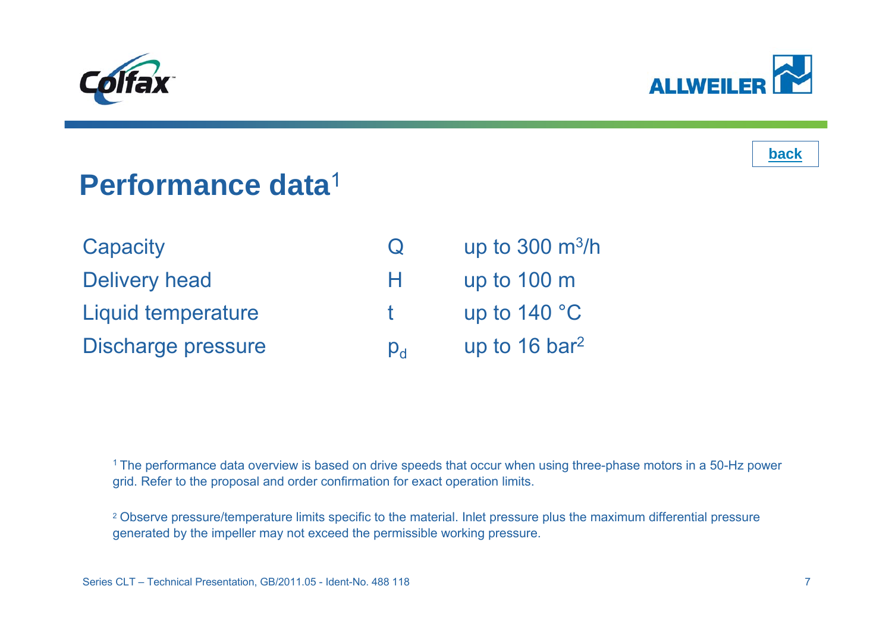back

# Performance data[1]

| | | |
|---|---|---|
| Capacity | Q | up to 300 $m^3/h$ |
| Delivery head | H | up to 100 m |
| Liquid temperature | t | up to 140 °C |
| Discharge pressure | $p_d$ | up to 16 bar[2] |

[1] The performance data overview is based on drive speeds that occur when using three-phase motors in a 50-Hz power grid. Refer to the proposal and order confirmation for exact operation limits.

[2] Observe pressure/temperature limits specific to the material. Inlet pressure plus the maximum differential pressure generated by the impeller may not exceed the permissible working pressure.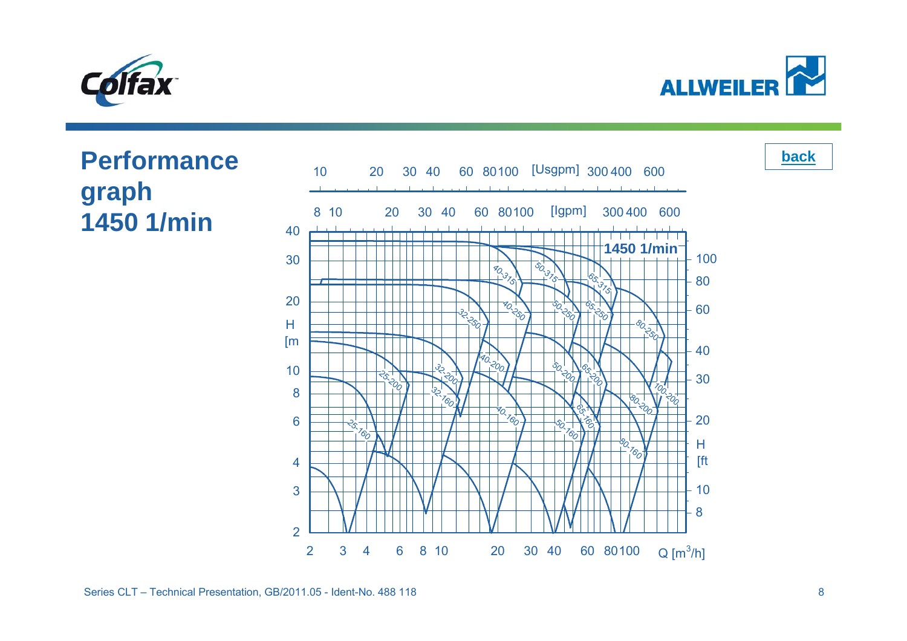# Performance graph 1450 1/min

back

1450 1/min

[Usgpm]: 10, 20, 30, 40, 60, 80, 100, 300, 400, 600

[Igpm]: 8, 10, 20, 30, 40, 60, 80, 100, 300, 400, 600

H [m: 2, 3, 4, 6, 8, 10, 20, 30, 40

H [ft: 8, 10, 20, 30, 40, 60, 80, 100

Q [m³/h]: 2, 3, 4, 6, 8, 10, 20, 30, 40, 60, 80, 100

Pump sizes: 25-160, 25-200, 32-160, 32-200, 32-250, 40-160, 40-200, 40-250, 40-315, 50-160, 50-200, 50-250, 50-315, 65-160, 65-200, 65-250, 65-315, 80-160, 80-200, 80-250, 100-200

Series CLT – Technical Presentation, GB/2011.05 - Ident-No. 488 118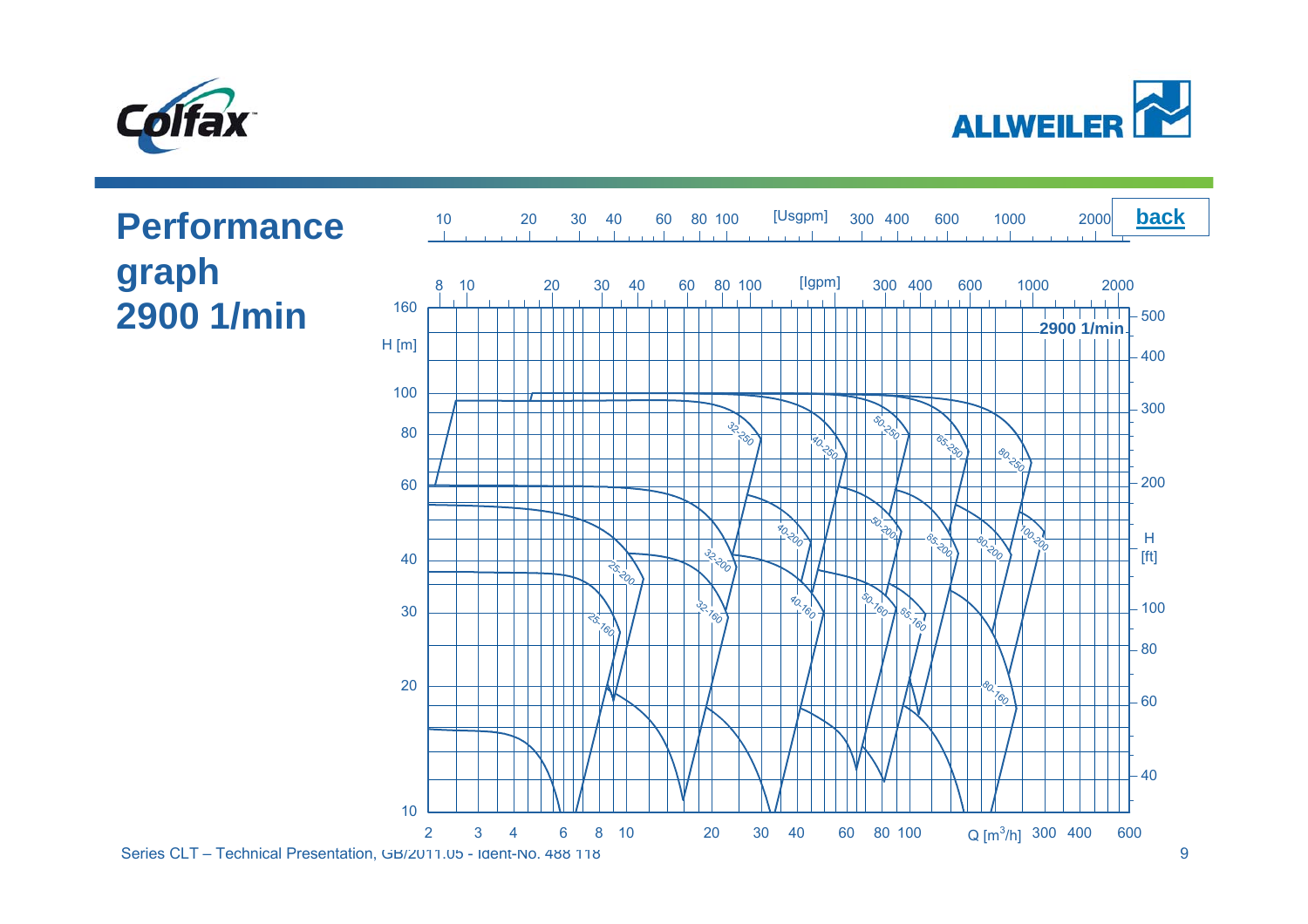# Performance graph 2900 1/min

back

2900 1/min

[Usgpm]: 10, 20, 30, 40, 60, 80, 100, 300, 400, 600, 1000, 2000

[Igpm]: 8, 10, 20, 30, 40, 60, 80, 100, 300, 400, 600, 1000, 2000

H [m]: 10, 20, 30, 40, 60, 80, 100, 160

H [ft]: 40, 60, 80, 100, 200, 300, 400, 500

Q [$m^3/h$]: 2, 3, 4, 6, 8, 10, 20, 30, 40, 60, 80, 100, 300, 400, 600

Curves: 25-160, 25-200, 32-160, 32-200, 32-250, 40-160, 40-200, 40-250, 50-160, 50-200, 50-250, 65-160, 65-200, 65-250, 80-160, 80-200, 80-250, 100-200

Series CLT – Technical Presentation, GB/2011.05 - Ident-No. 488 118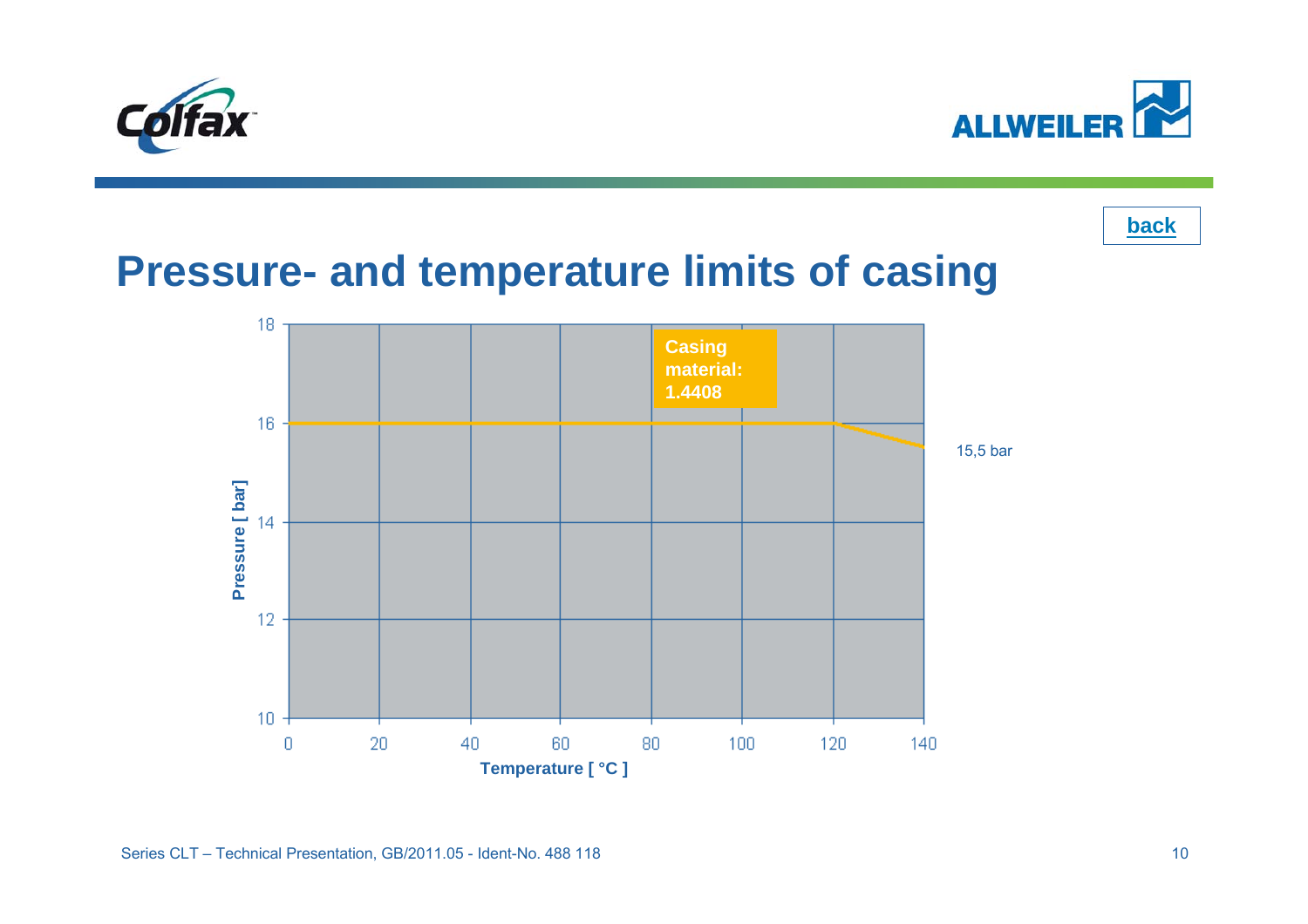# Pressure- and temperature limits of casing

back

Casing material: 1.4408

Pressure [ bar]

Temperature [ °C ]

15,5 bar

Series CLT – Technical Presentation, GB/2011.05 - Ident-No. 488 118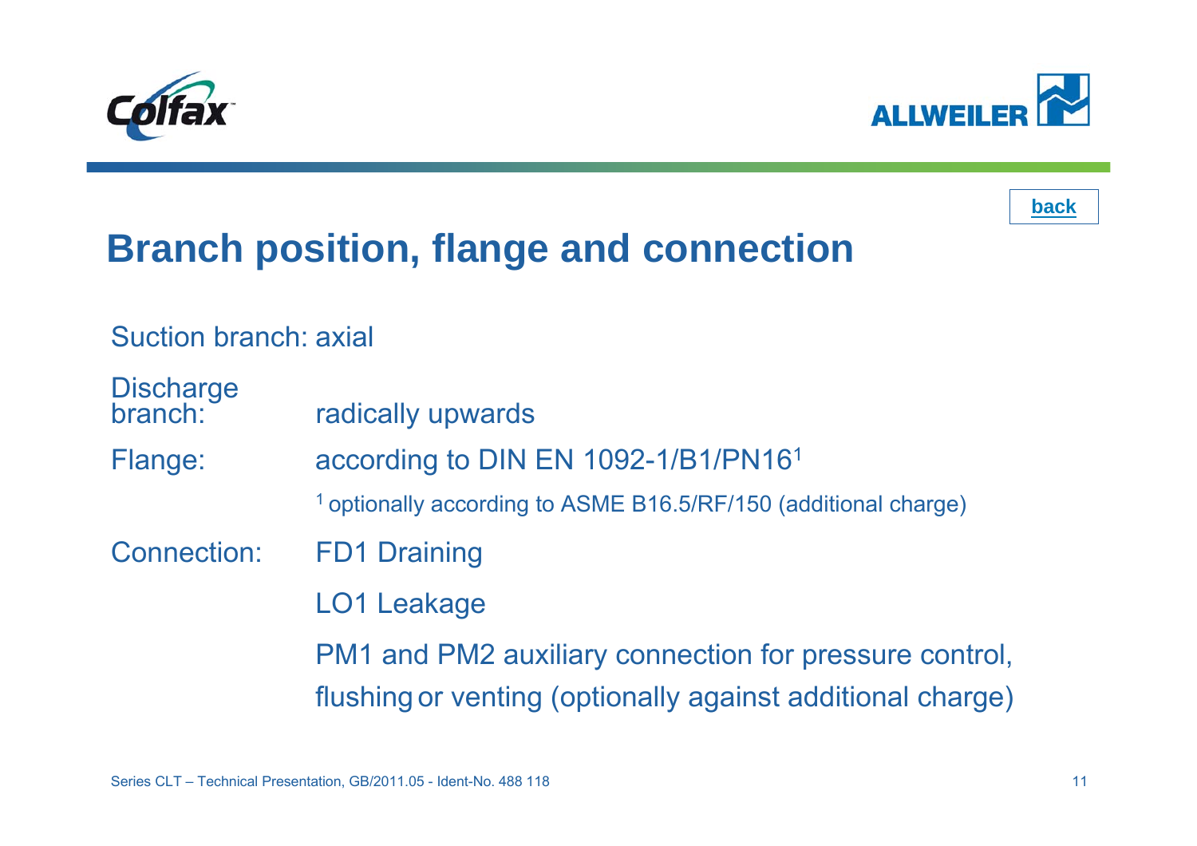back

# Branch position, flange and connection

Suction branch: axial

| | |
|---|---|
| Discharge branch: | radically upwards |
| Flange: | according to DIN EN 1092-1/B1/PN16[1] |
| | [1] optionally according to ASME B16.5/RF/150 (additional charge) |
| Connection: | FD1 Draining |
| | LO1 Leakage |
| | PM1 and PM2 auxiliary connection for pressure control, flushing or venting (optionally against additional charge) |

Series CLT – Technical Presentation, GB/2011.05 - Ident-No. 488 118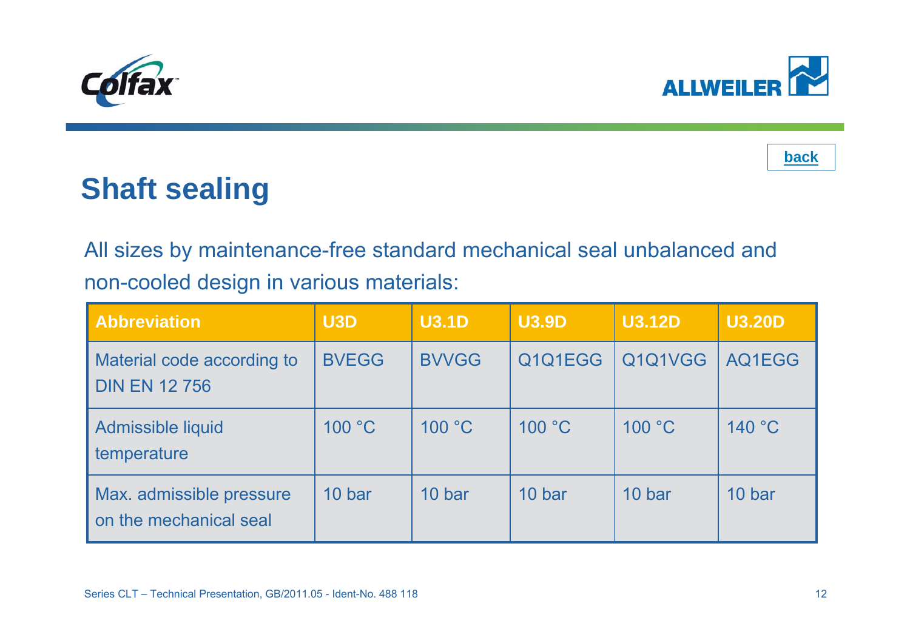back

# Shaft sealing

All sizes by maintenance-free standard mechanical seal unbalanced and non-cooled design in various materials:

| Abbreviation | U3D | U3.1D | U3.9D | U3.12D | U3.20D |
|---|---|---|---|---|---|
| Material code according to DIN EN 12 756 | BVEGG | BVVGG | Q1Q1EGG | Q1Q1VGG | AQ1EGG |
| Admissible liquid temperature | 100 °C | 100 °C | 100 °C | 100 °C | 140 °C |
| Max. admissible pressure on the mechanical seal | 10 bar | 10 bar | 10 bar | 10 bar | 10 bar |

Series CLT – Technical Presentation, GB/2011.05 - Ident-No. 488 118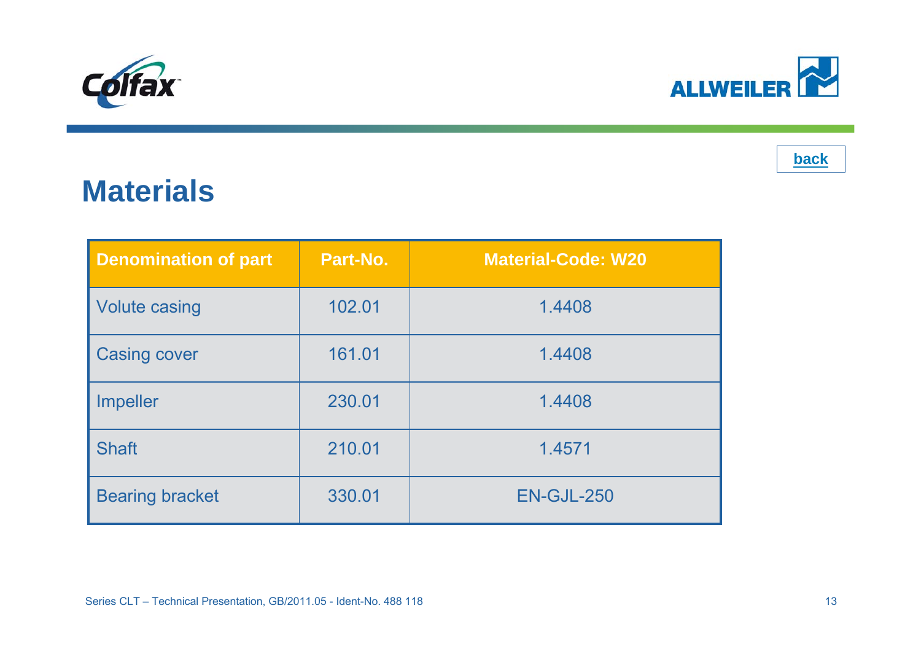# Materials

| Denomination of part | Part-No. | Material-Code: W20 |
|---|---|---|
| Volute casing | 102.01 | 1.4408 |
| Casing cover | 161.01 | 1.4408 |
| Impeller | 230.01 | 1.4408 |
| Shaft | 210.01 | 1.4571 |
| Bearing bracket | 330.01 | EN-GJL-250 |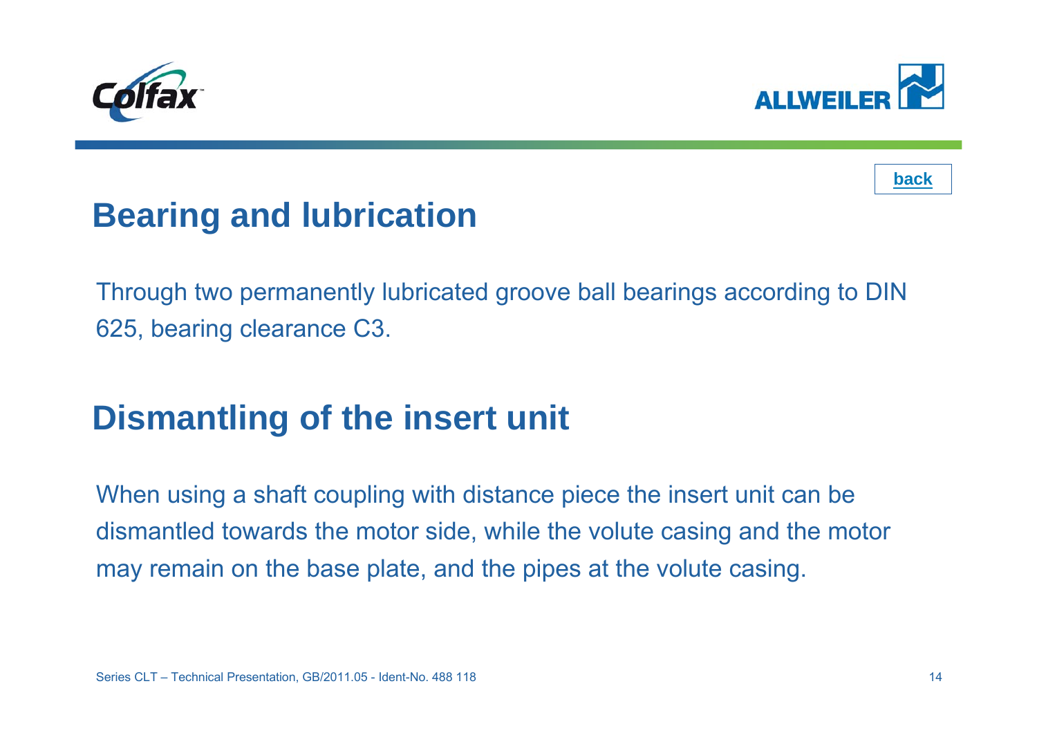back

## Bearing and lubrication

Through two permanently lubricated groove ball bearings according to DIN 625, bearing clearance C3.

## Dismantling of the insert unit

When using a shaft coupling with distance piece the insert unit can be dismantled towards the motor side, while the volute casing and the motor may remain on the base plate, and the pipes at the volute casing.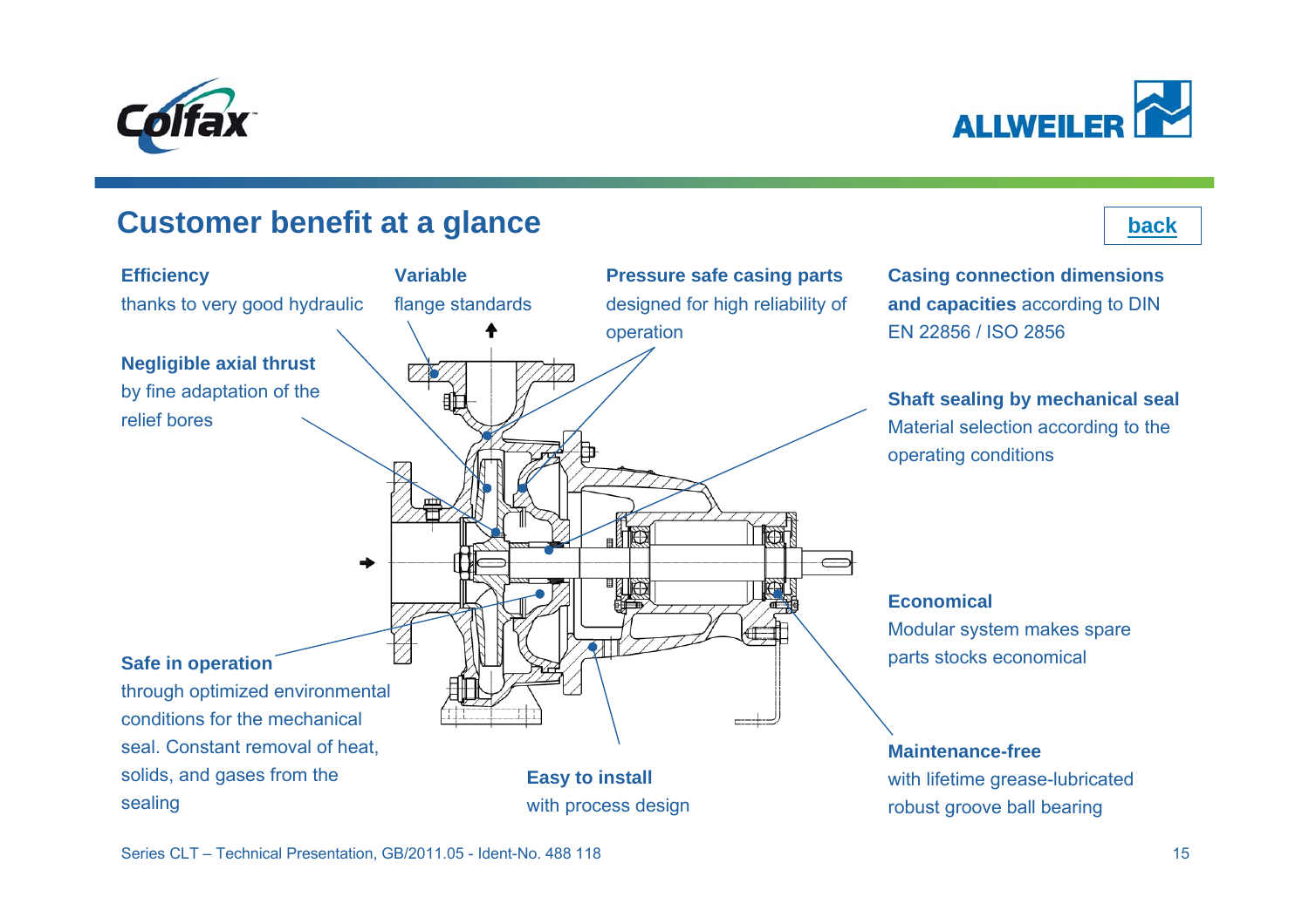## Customer benefit at a glance

back

**Efficiency**
thanks to very good hydraulic

**Variable**
flange standards

**Pressure safe casing parts**
designed for high reliability of operation

**Casing connection dimensions and capacities** according to DIN EN 22856 / ISO 2856

**Negligible axial thrust**
by fine adaptation of the relief bores

**Shaft sealing by mechanical seal**
Material selection according to the operating conditions

**Economical**
Modular system makes spare parts stocks economical

**Safe in operation**
through optimized environmental conditions for the mechanical seal. Constant removal of heat, solids, and gases from the sealing

**Easy to install**
with process design

**Maintenance-free**
with lifetime grease-lubricated robust groove ball bearing

Series CLT – Technical Presentation, GB/2011.05 - Ident-No. 488 118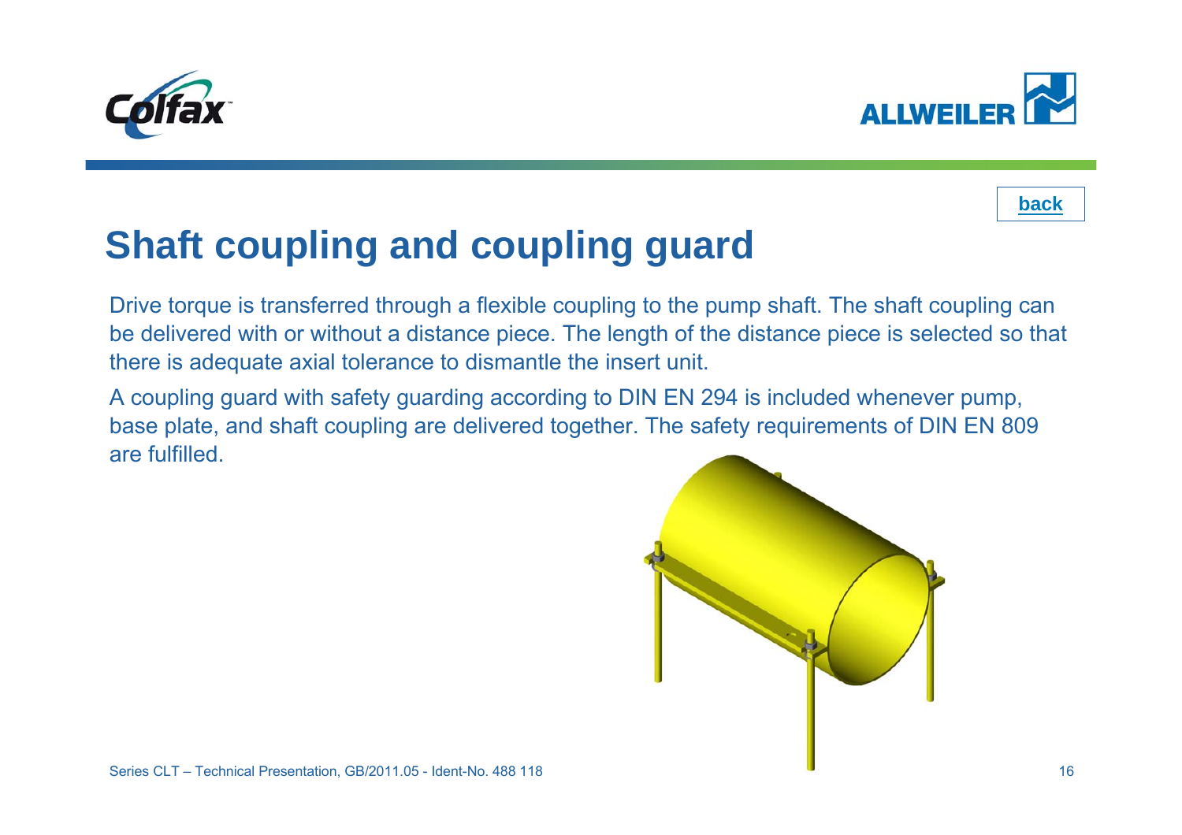back

# Shaft coupling and coupling guard

Drive torque is transferred through a flexible coupling to the pump shaft. The shaft coupling can be delivered with or without a distance piece. The length of the distance piece is selected so that there is adequate axial tolerance to dismantle the insert unit.

A coupling guard with safety guarding according to DIN EN 294 is included whenever pump, base plate, and shaft coupling are delivered together. The safety requirements of DIN EN 809 are fulfilled.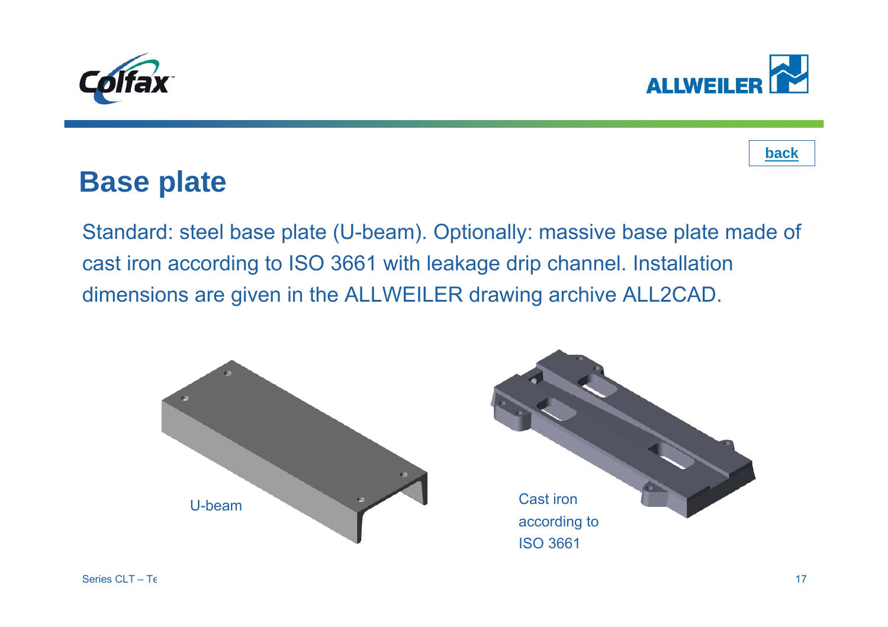back

# Base plate

Standard: steel base plate (U-beam). Optionally: massive base plate made of cast iron according to ISO 3661 with leakage drip channel. Installation dimensions are given in the ALLWEILER drawing archive ALL2CAD.

U-beam

Cast iron according to ISO 3661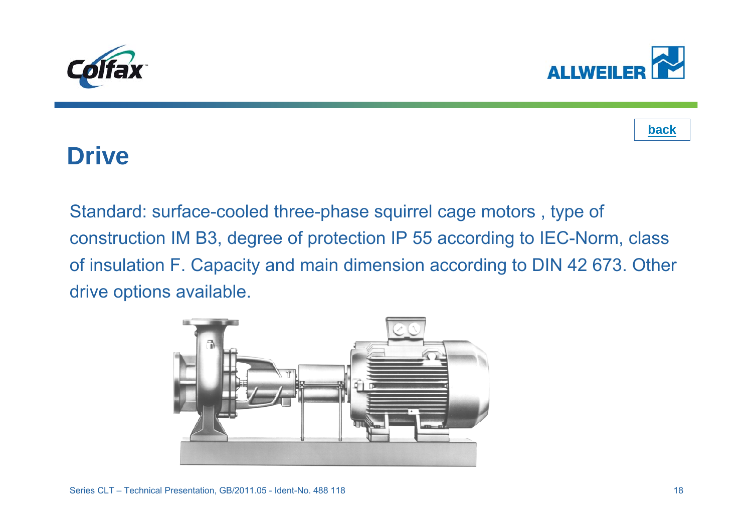back

# Drive

Standard: surface-cooled three-phase squirrel cage motors , type of construction IM B3, degree of protection IP 55 according to IEC-Norm, class of insulation F. Capacity and main dimension according to DIN 42 673. Other drive options available.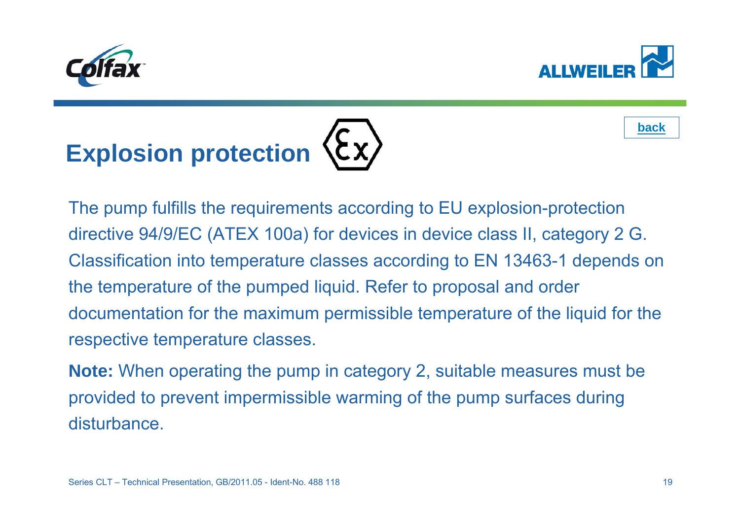# Explosion protection

back

The pump fulfills the requirements according to EU explosion-protection directive 94/9/EC (ATEX 100a) for devices in device class II, category 2 G. Classification into temperature classes according to EN 13463-1 depends on the temperature of the pumped liquid. Refer to proposal and order documentation for the maximum permissible temperature of the liquid for the respective temperature classes.

**Note:** When operating the pump in category 2, suitable measures must be provided to prevent impermissible warming of the pump surfaces during disturbance.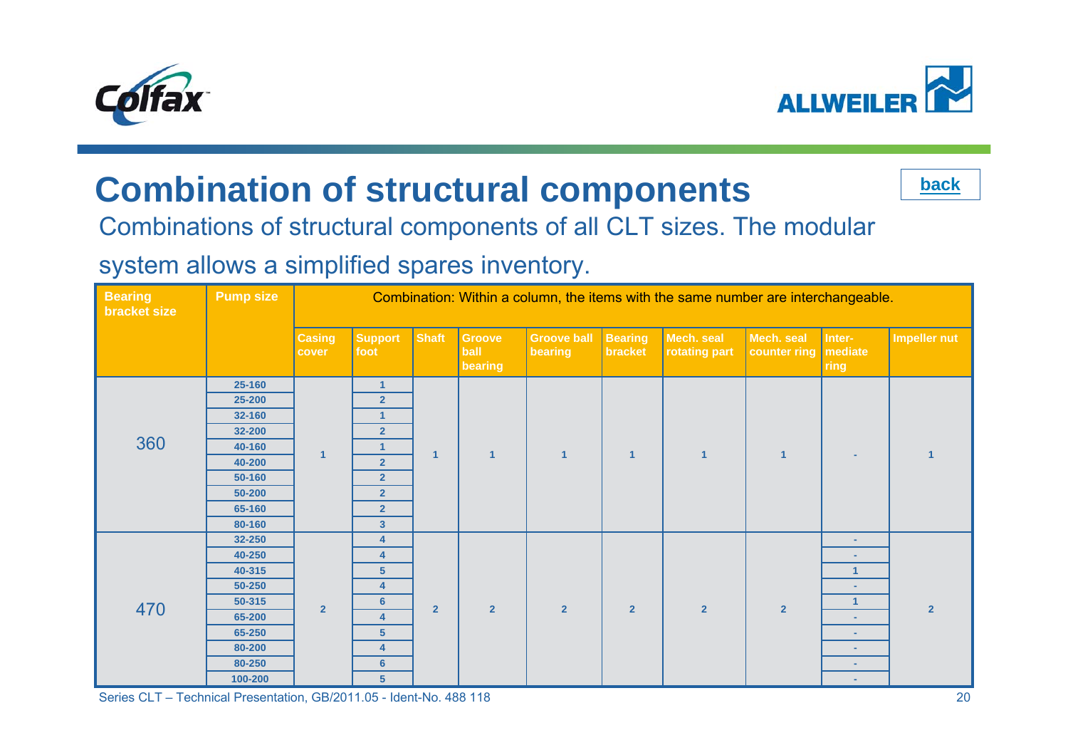# Combination of structural components

back

Combinations of structural components of all CLT sizes. The modular system allows a simplified spares inventory.

| Bearing bracket size | Pump size | Combination: Within a column, the items with the same number are interchangeable. | | | | | | | | | |
|---|---|---|---|---|---|---|---|---|---|---|---|
| | | Casing cover | Support foot | Shaft | Groove ball bearing | Groove ball bearing | Bearing bracket | Mech. seal rotating part | Mech. seal counter ring | Inter-mediate ring | Impeller nut |
| 360 | 25-160 | 1 | 1 | 1 | 1 | 1 | 1 | 1 | 1 | - | 1 |
| | 25-200 | | 2 | | | | | | | | |
| | 32-160 | | 1 | | | | | | | | |
| | 32-200 | | 2 | | | | | | | | |
| | 40-160 | | 1 | | | | | | | | |
| | 40-200 | | 2 | | | | | | | | |
| | 50-160 | | 2 | | | | | | | | |
| | 50-200 | | 2 | | | | | | | | |
| | 65-160 | | 2 | | | | | | | | |
| | 80-160 | | 3 | | | | | | | | |
| 470 | 32-250 | 2 | 4 | 2 | 2 | 2 | 2 | 2 | 2 | - | 2 |
| | 40-250 | | 4 | | | | | | | - | |
| | 40-315 | | 5 | | | | | | | 1 | |
| | 50-250 | | 4 | | | | | | | - | |
| | 50-315 | | 6 | | | | | | | 1 | |
| | 65-200 | | 4 | | | | | | | - | |
| | 65-250 | | 5 | | | | | | | - | |
| | 80-200 | | 4 | | | | | | | - | |
| | 80-250 | | 6 | | | | | | | - | |
| | 100-200 | | 5 | | | | | | | - | |

Series CLT – Technical Presentation, GB/2011.05 - Ident-No. 488 118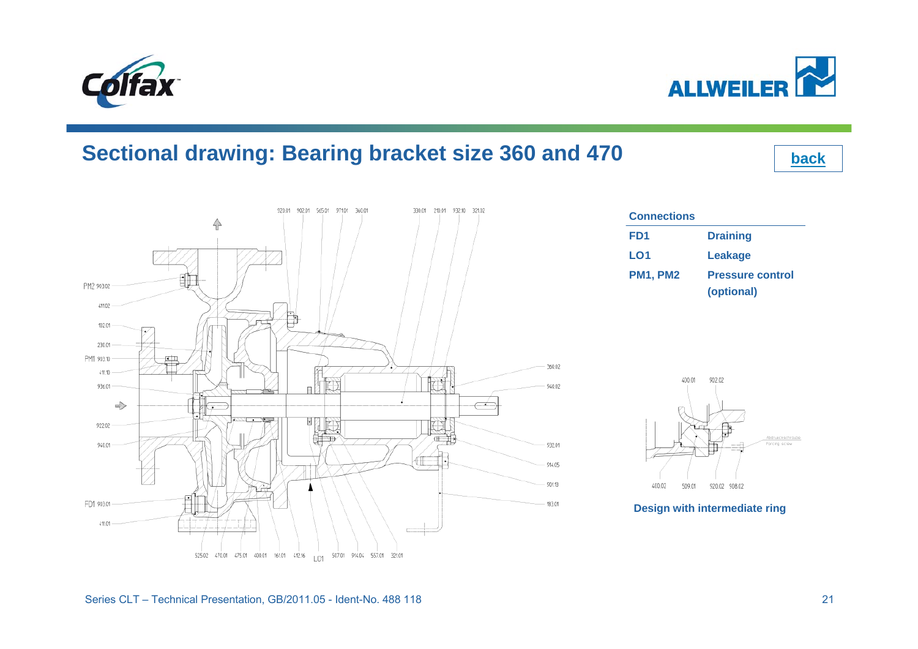## Sectional drawing: Bearing bracket size 360 and 470

back

| Connections | |
|---|---|
| **FD1** | **Draining** |
| **LO1** | **Leakage** |
| **PM1, PM2** | **Pressure control (optional)** |

**Design with intermediate ring**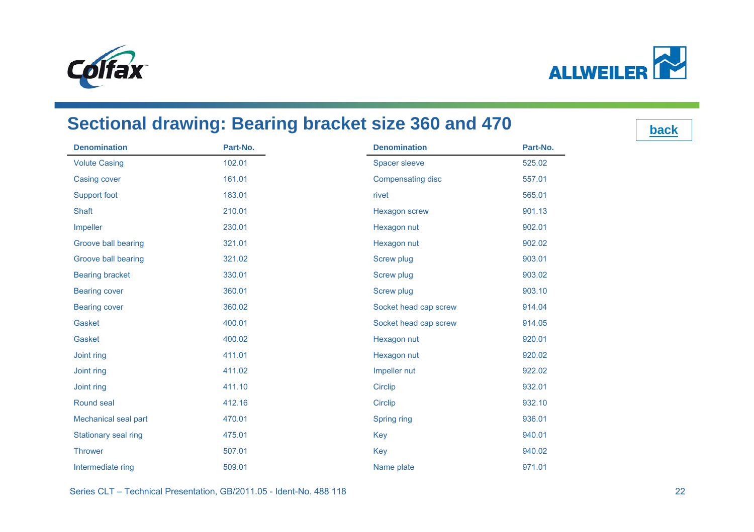# Sectional drawing: Bearing bracket size 360 and 470

back

| Denomination | Part-No. |
|---|---|
| Volute Casing | 102.01 |
| Casing cover | 161.01 |
| Support foot | 183.01 |
| Shaft | 210.01 |
| Impeller | 230.01 |
| Groove ball bearing | 321.01 |
| Groove ball bearing | 321.02 |
| Bearing bracket | 330.01 |
| Bearing cover | 360.01 |
| Bearing cover | 360.02 |
| Gasket | 400.01 |
| Gasket | 400.02 |
| Joint ring | 411.01 |
| Joint ring | 411.02 |
| Joint ring | 411.10 |
| Round seal | 412.16 |
| Mechanical seal part | 470.01 |
| Stationary seal ring | 475.01 |
| Thrower | 507.01 |
| Intermediate ring | 509.01 |

| Denomination | Part-No. |
|---|---|
| Spacer sleeve | 525.02 |
| Compensating disc | 557.01 |
| rivet | 565.01 |
| Hexagon screw | 901.13 |
| Hexagon nut | 902.01 |
| Hexagon nut | 902.02 |
| Screw plug | 903.01 |
| Screw plug | 903.02 |
| Screw plug | 903.10 |
| Socket head cap screw | 914.04 |
| Socket head cap screw | 914.05 |
| Hexagon nut | 920.01 |
| Hexagon nut | 920.02 |
| Impeller nut | 922.02 |
| Circlip | 932.01 |
| Circlip | 932.10 |
| Spring ring | 936.01 |
| Key | 940.01 |
| Key | 940.02 |
| Name plate | 971.01 |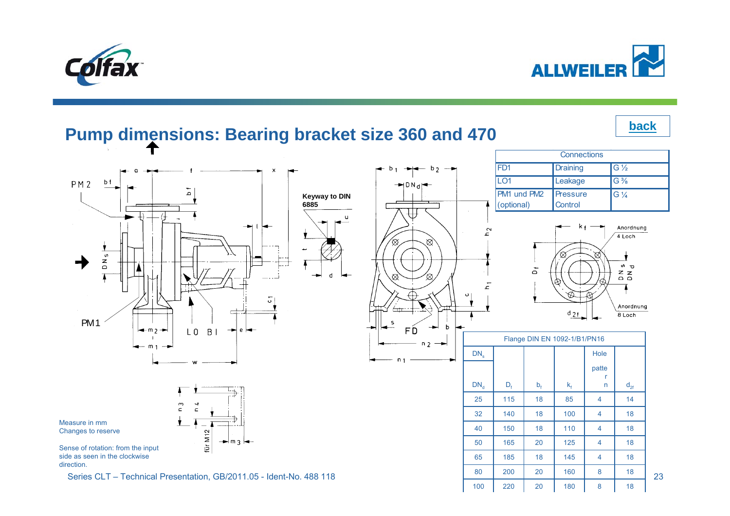# Pump dimensions: Bearing bracket size 360 and 470

back

| Connections | | |
|---|---|---|
| FD1 | Draining | G ½ |
| LO1 | Leakage | G ⅜ |
| PM1 und PM2 (optional) | Pressure Control | G ¼ |

Keyway to DIN 6885

| Flange DIN EN 1092-1/B1/PN16 | | | | | |
|---|---|---|---|---|---|
| $DN_s$ / $DN_d$ | $D_f$ | $b_f$ | $k_f$ | Hole pattern n | $d_{2f}$ |
| 25 | 115 | 18 | 85 | 4 | 14 |
| 32 | 140 | 18 | 100 | 4 | 18 |
| 40 | 150 | 18 | 110 | 4 | 18 |
| 50 | 165 | 20 | 125 | 4 | 18 |
| 65 | 185 | 18 | 145 | 4 | 18 |
| 80 | 200 | 20 | 160 | 8 | 18 |
| 100 | 220 | 20 | 180 | 8 | 18 |

Measure in mm
Changes to reserve

Sense of rotation: from the input side as seen in the clockwise direction.

Series CLT – Technical Presentation, GB/2011.05 - Ident-No. 488 118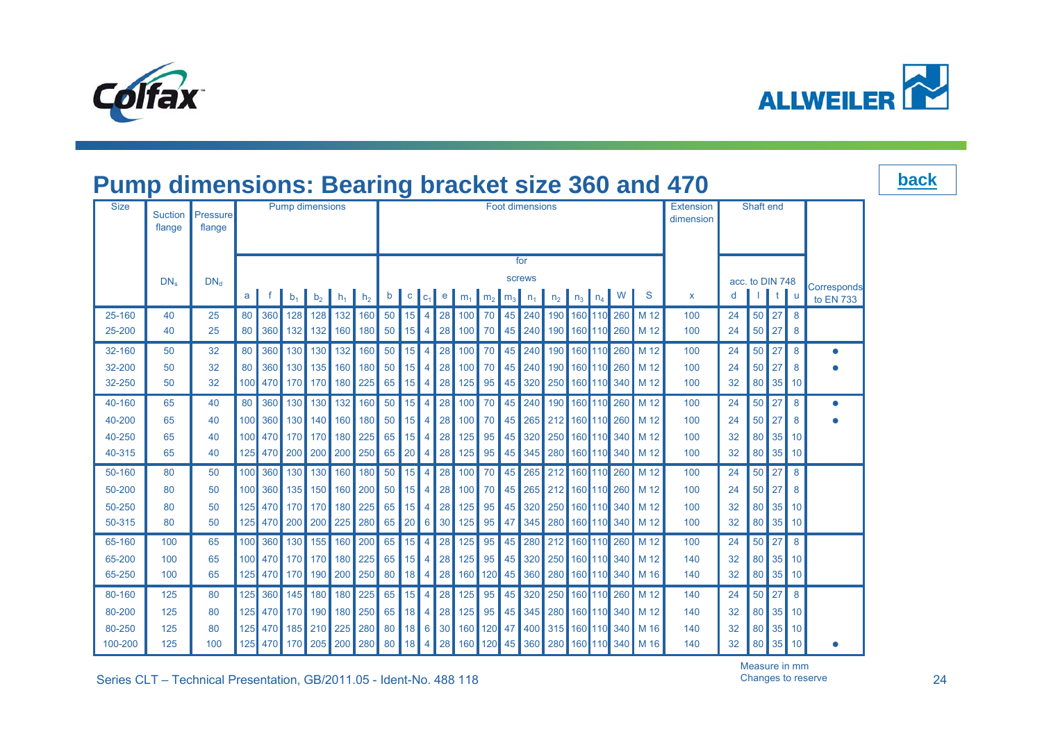## Pump dimensions: Bearing bracket size 360 and 470

back

| Size | Suction flange | Pressure flange | Pump dimensions | | | | | | Foot dimensions | | | | | | | | | | | | | | | | Extension dimension | Shaft end | | | | Corresponds to EN 733 |
|---|---|---|---|---|---|---|---|---|---|---|---|---|---|---|---|---|---|---|---|---|---|---|---|---|---|---|---|---|---|
| | | | | | | | | | | | | | | | | | for screws | | | | | | | | | acc. to DIN 748 | | | | |
| | $DN_s$ | $DN_d$ | a | f | $b_1$ | $b_2$ | $h_1$ | $h_2$ | b | c | $c_1$ | e | $m_1$ | $m_2$ | $m_3$ | $n_1$ | $n_2$ | $n_3$ | $n_4$ | W | S | x | d | l | t | u | |
| 25-160 | 40 | 25 | 80 | 360 | 128 | 128 | 132 | 160 | 50 | 15 | 4 | 28 | 100 | 70 | 45 | 240 | 190 | 160 | 110 | 260 | M 12 | 100 | 24 | 50 | 27 | 8 | |
| 25-200 | 40 | 25 | 80 | 360 | 132 | 132 | 160 | 180 | 50 | 15 | 4 | 28 | 100 | 70 | 45 | 240 | 190 | 160 | 110 | 260 | M 12 | 100 | 24 | 50 | 27 | 8 | |
| 32-160 | 50 | 32 | 80 | 360 | 130 | 130 | 132 | 160 | 50 | 15 | 4 | 28 | 100 | 70 | 45 | 240 | 190 | 160 | 110 | 260 | M 12 | 100 | 24 | 50 | 27 | 8 | ● |
| 32-200 | 50 | 32 | 80 | 360 | 130 | 135 | 160 | 180 | 50 | 15 | 4 | 28 | 100 | 70 | 45 | 240 | 190 | 160 | 110 | 260 | M 12 | 100 | 24 | 50 | 27 | 8 | ● |
| 32-250 | 50 | 32 | 100 | 470 | 170 | 170 | 180 | 225 | 65 | 15 | 4 | 28 | 125 | 95 | 45 | 320 | 250 | 160 | 110 | 340 | M 12 | 100 | 32 | 80 | 35 | 10 | |
| 40-160 | 65 | 40 | 80 | 360 | 130 | 130 | 132 | 160 | 50 | 15 | 4 | 28 | 100 | 70 | 45 | 240 | 190 | 160 | 110 | 260 | M 12 | 100 | 24 | 50 | 27 | 8 | ● |
| 40-200 | 65 | 40 | 100 | 360 | 130 | 140 | 160 | 180 | 50 | 15 | 4 | 28 | 100 | 70 | 45 | 265 | 212 | 160 | 110 | 260 | M 12 | 100 | 24 | 50 | 27 | 8 | ● |
| 40-250 | 65 | 40 | 100 | 470 | 170 | 170 | 180 | 225 | 65 | 15 | 4 | 28 | 125 | 95 | 45 | 320 | 250 | 160 | 110 | 340 | M 12 | 100 | 32 | 80 | 35 | 10 | |
| 40-315 | 65 | 40 | 125 | 470 | 200 | 200 | 200 | 250 | 65 | 20 | 4 | 28 | 125 | 95 | 45 | 345 | 280 | 160 | 110 | 340 | M 12 | 100 | 32 | 80 | 35 | 10 | |
| 50-160 | 80 | 50 | 100 | 360 | 130 | 130 | 160 | 180 | 50 | 15 | 4 | 28 | 100 | 70 | 45 | 265 | 212 | 160 | 110 | 260 | M 12 | 100 | 24 | 50 | 27 | 8 | |
| 50-200 | 80 | 50 | 100 | 360 | 135 | 150 | 160 | 200 | 50 | 15 | 4 | 28 | 100 | 70 | 45 | 265 | 212 | 160 | 110 | 260 | M 12 | 100 | 24 | 50 | 27 | 8 | |
| 50-250 | 80 | 50 | 125 | 470 | 170 | 170 | 180 | 225 | 65 | 15 | 4 | 28 | 125 | 95 | 45 | 320 | 250 | 160 | 110 | 340 | M 12 | 100 | 32 | 80 | 35 | 10 | |
| 50-315 | 80 | 50 | 125 | 470 | 200 | 200 | 225 | 280 | 65 | 20 | 6 | 30 | 125 | 95 | 47 | 345 | 280 | 160 | 110 | 340 | M 12 | 100 | 32 | 80 | 35 | 10 | |
| 65-160 | 100 | 65 | 100 | 360 | 130 | 155 | 160 | 200 | 65 | 15 | 4 | 28 | 125 | 95 | 45 | 280 | 212 | 160 | 110 | 260 | M 12 | 100 | 24 | 50 | 27 | 8 | |
| 65-200 | 100 | 65 | 100 | 470 | 170 | 170 | 180 | 225 | 65 | 15 | 4 | 28 | 125 | 95 | 45 | 320 | 250 | 160 | 110 | 340 | M 12 | 140 | 32 | 80 | 35 | 10 | |
| 65-250 | 100 | 65 | 125 | 470 | 170 | 190 | 200 | 250 | 80 | 18 | 4 | 28 | 160 | 120 | 45 | 360 | 280 | 160 | 110 | 340 | M 16 | 140 | 32 | 80 | 35 | 10 | |
| 80-160 | 125 | 80 | 125 | 360 | 145 | 180 | 180 | 225 | 65 | 15 | 4 | 28 | 125 | 95 | 45 | 320 | 250 | 160 | 110 | 260 | M 12 | 140 | 24 | 50 | 27 | 8 | |
| 80-200 | 125 | 80 | 125 | 470 | 170 | 190 | 180 | 250 | 65 | 18 | 4 | 28 | 125 | 95 | 45 | 345 | 280 | 160 | 110 | 340 | M 12 | 140 | 32 | 80 | 35 | 10 | |
| 80-250 | 125 | 80 | 125 | 470 | 185 | 210 | 225 | 280 | 80 | 18 | 6 | 30 | 160 | 120 | 47 | 400 | 315 | 160 | 110 | 340 | M 16 | 140 | 32 | 80 | 35 | 10 | |
| 100-200 | 125 | 100 | 125 | 470 | 170 | 205 | 200 | 280 | 80 | 18 | 4 | 28 | 160 | 120 | 45 | 360 | 280 | 160 | 110 | 340 | M 16 | 140 | 32 | 80 | 35 | 10 | ● |

Series CLT – Technical Presentation, GB/2011.05 - Ident-No. 488 118

Measure in mm
Changes to reserve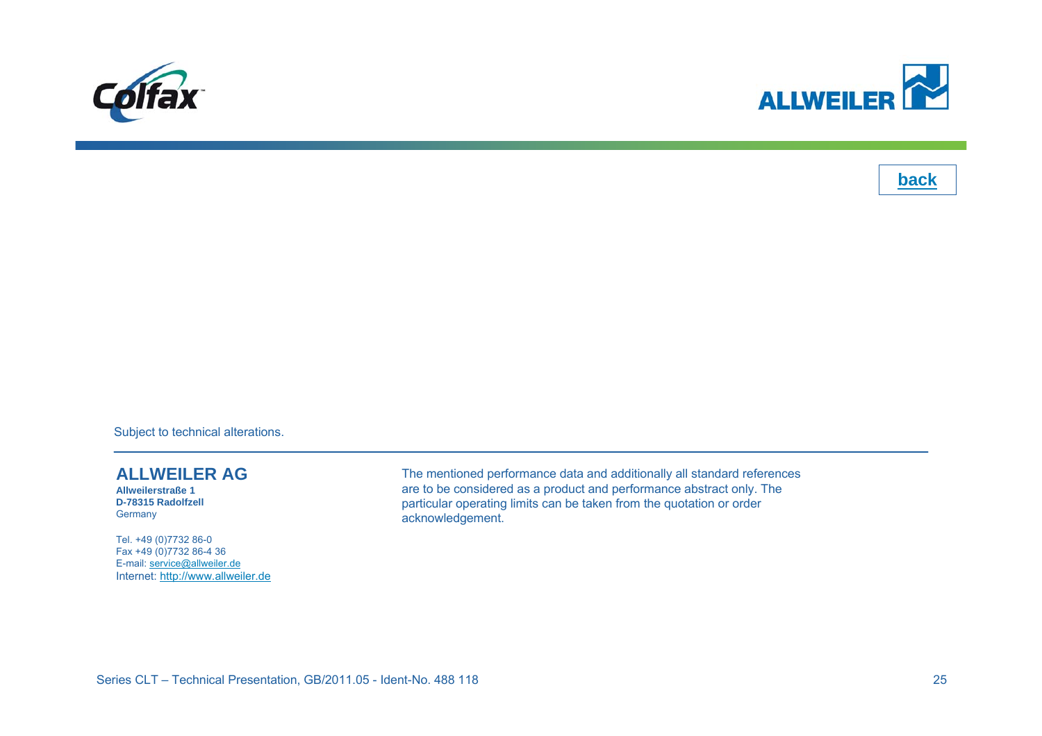back

Subject to technical alterations.

**ALLWEILER AG**

**Allweilerstraße 1**
**D-78315 Radolfzell**
Germany

Tel. +49 (0)7732 86-0
Fax +49 (0)7732 86-4 36
E-mail: service@allweiler.de
Internet: http://www.allweiler.de

The mentioned performance data and additionally all standard references are to be considered as a product and performance abstract only. The particular operating limits can be taken from the quotation or order acknowledgement.